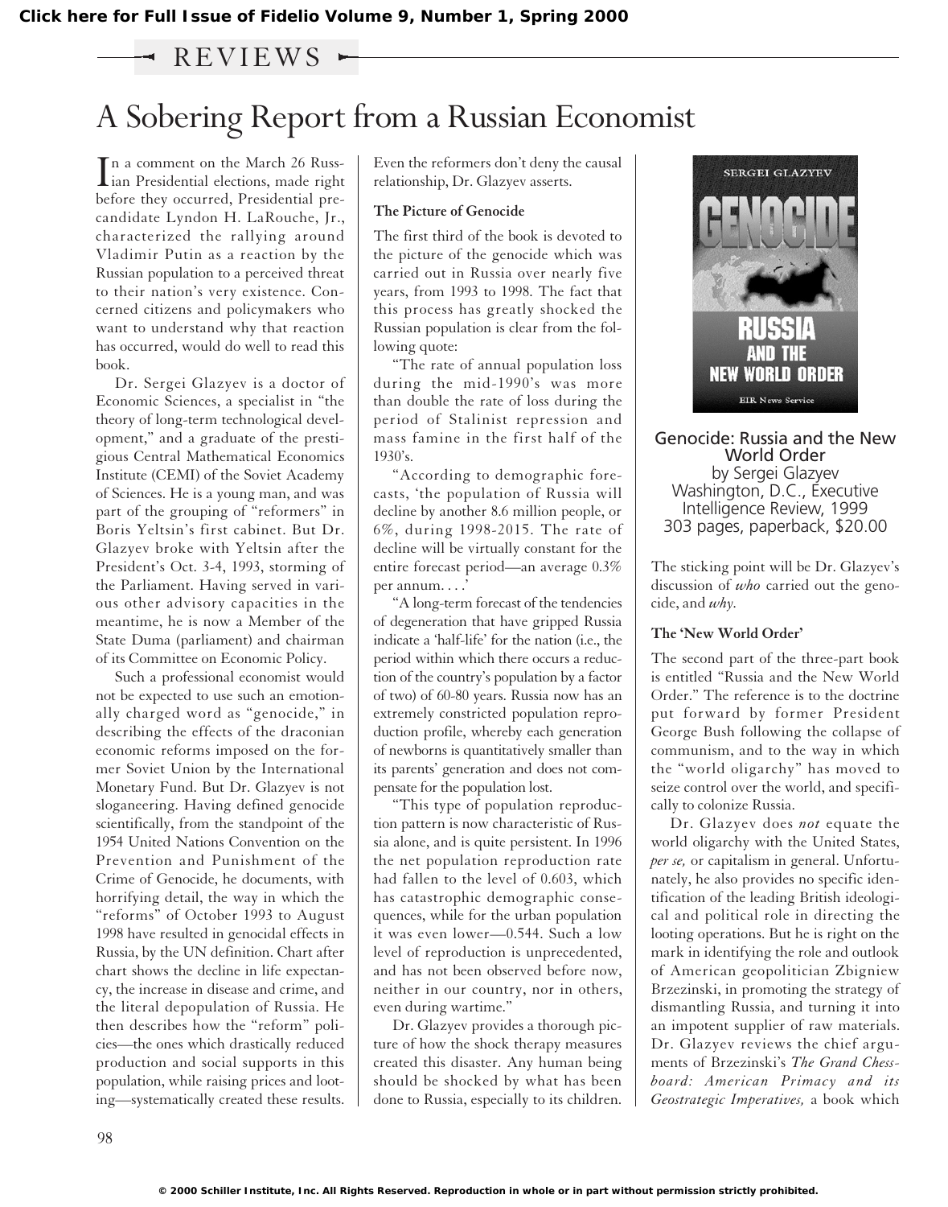Click here for Full Issue of Fidelio Volume 9, Number 1, Spring 2000

REVIEWS

# A Sobering Report from a Russian Economist

In a comment on the March 26 Russian Presidential elections, made right before they occurred, Presidential precandidate Lyndon H. LaRouche, Jr., characterized the rallying around Vladimir Putin as a reaction by the Russian population to a perceived threat to their nation's very existence. Concerned citizens and policymakers who want to understand why that reaction has occurred, would do well to read this book.

Dr. Sergei Glazyev is a doctor of Economic Sciences, a specialist in "the theory of long-term technological development," and a graduate of the prestigious Central Mathematical Economics Institute (CEMI) of the Soviet Academy of Sciences. He is a young man, and was part of the grouping of "reformers" in Boris Yeltsin's first cabinet. But Dr. Glazyev broke with Yeltsin after the President's Oct. 3-4, 1993, storming of the Parliament. Having served in various other advisory capacities in the meantime, he is now a Member of the State Duma (parliament) and chairman of its Committee on Economic Policy.

Such a professional economist would not be expected to use such an emotionally charged word as "genocide," in describing the effects of the draconian economic reforms imposed on the former Soviet Union by the International Monetary Fund. But Dr. Glazyev is not sloganeering. Having defined genocide scientifically, from the standpoint of the 1954 United Nations Convention on the Prevention and Punishment of the Crime of Genocide, he documents, with horrifying detail, the way in which the "reforms" of October 1993 to August 1998 have resulted in genocidal effects in Russia, by the UN definition. Chart after chart shows the decline in life expectancy, the increase in disease and crime, and the literal depopulation of Russia. He then describes how the "reform" policies—the ones which drastically reduced production and social supports in this population, while raising prices and looting—systematically created these results. Even the reformers don't deny the causal relationship, Dr. Glazyev asserts.

### The Picture of Genocide

The first third of the book is devoted to the picture of the genocide which was carried out in Russia over nearly five years, from 1993 to 1998. The fact that this process has greatly shocked the Russian population is clear from the following quote:

"The rate of annual population loss during the mid-1990's was more than double the rate of loss during the period of Stalinist repression and mass famine in the first half of the 1930's.

"According to demographic forecasts, 'the population of Russia will decline by another 8.6 million people, or 6%, during 1998-2015. The rate of decline will be virtually constant for the entire forecast period—an average 0.3% per annum. . . .'

"A long-term forecast of the tendencies of degeneration that have gripped Russia indicate a 'half-life' for the nation (i.e., the period within which there occurs a reduction of the country's population by a factor of two) of 60-80 years. Russia now has an extremely constricted population reproduction profile, whereby each generation of newborns is quantitatively smaller than its parents' generation and does not compensate for the population lost.

"This type of population reproduction pattern is now characteristic of Russia alone, and is quite persistent. In 1996 the net population reproduction rate had fallen to the level of 0.603, which has catastrophic demographic consequences, while for the urban population it was even lower—0.544. Such a low level of reproduction is unprecedented, and has not been observed before now, neither in our country, nor in others, even during wartime."

Dr. Glazyev provides a thorough picture of how the shock therapy measures created this disaster. Any human being should be shocked by what has been done to Russia, especially to its children.

**Genocide: Russia and the New World Order**
by Sergei Glazyev
Washington, D.C., Executive Intelligence Review, 1999
303 pages, paperback, $20.00

The sticking point will be Dr. Glazyev's discussion of *who* carried out the genocide, and *why*.

### The 'New World Order'

The second part of the three-part book is entitled "Russia and the New World Order." The reference is to the doctrine put forward by former President George Bush following the collapse of communism, and to the way in which the "world oligarchy" has moved to seize control over the world, and specifically to colonize Russia.

Dr. Glazyev does *not* equate the world oligarchy with the United States, *per se,* or capitalism in general. Unfortunately, he also provides no specific identification of the leading British ideological and political role in directing the looting operations. But he is right on the mark in identifying the role and outlook of American geopolitician Zbigniew Brzezinski, in promoting the strategy of dismantling Russia, and turning it into an impotent supplier of raw materials. Dr. Glazyev reviews the chief arguments of Brzezinski's *The Grand Chessboard: American Primacy and its Geostrategic Imperatives,* a book which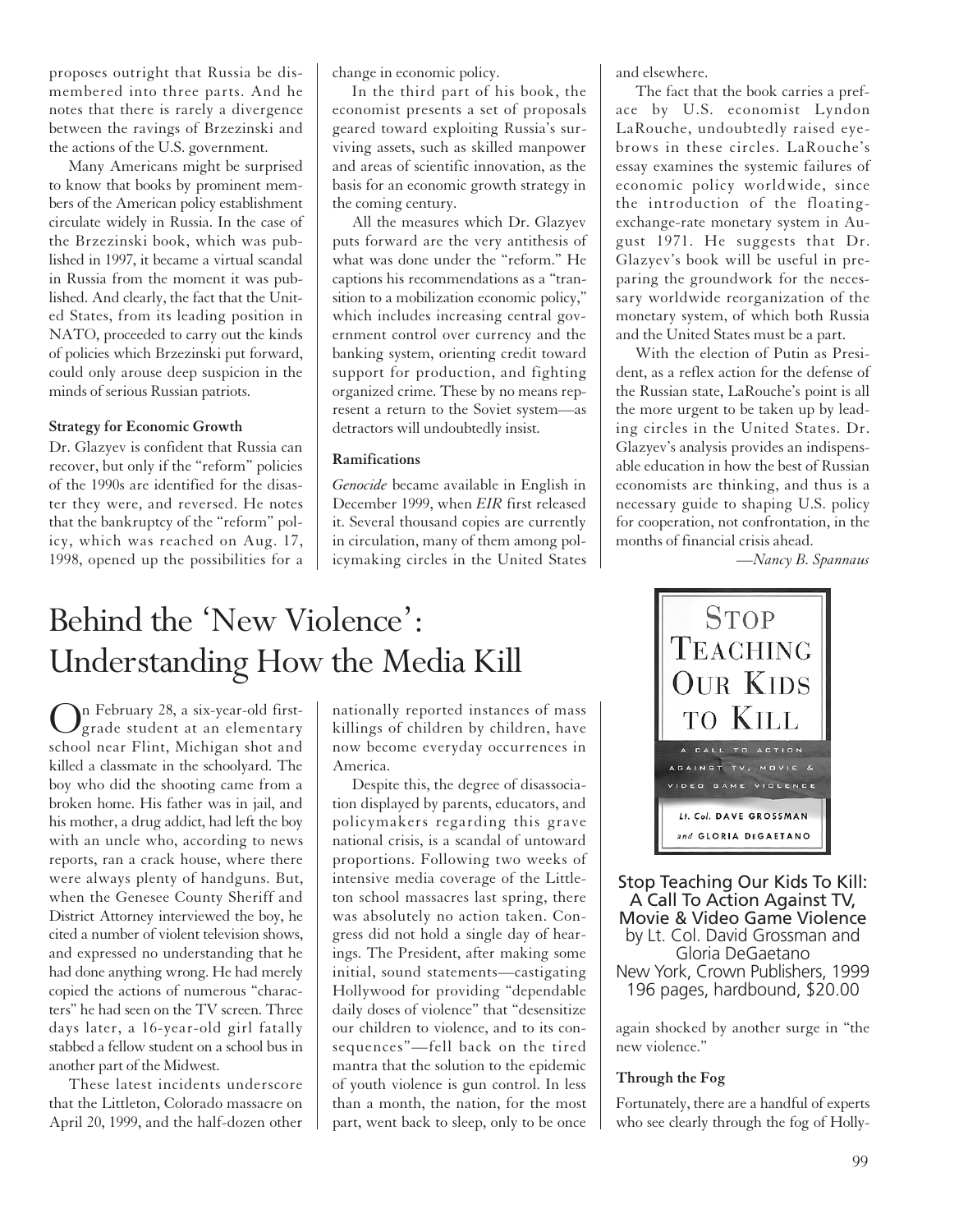proposes outright that Russia be dismembered into three parts. And he notes that there is rarely a divergence between the ravings of Brzezinski and the actions of the U.S. government.

Many Americans might be surprised to know that books by prominent members of the American policy establishment circulate widely in Russia. In the case of the Brzezinski book, which was published in 1997, it became a virtual scandal in Russia from the moment it was published. And clearly, the fact that the United States, from its leading position in NATO, proceeded to carry out the kinds of policies which Brzezinski put forward, could only arouse deep suspicion in the minds of serious Russian patriots.

**Strategy for Economic Growth**

Dr. Glazyev is confident that Russia can recover, but only if the "reform" policies of the 1990s are identified for the disaster they were, and reversed. He notes that the bankruptcy of the "reform" policy, which was reached on Aug. 17, 1998, opened up the possibilities for a change in economic policy.

In the third part of his book, the economist presents a set of proposals geared toward exploiting Russia's surviving assets, such as skilled manpower and areas of scientific innovation, as the basis for an economic growth strategy in the coming century.

All the measures which Dr. Glazyev puts forward are the very antithesis of what was done under the "reform." He captions his recommendations as a "transition to a mobilization economic policy," which includes increasing central government control over currency and the banking system, orienting credit toward support for production, and fighting organized crime. These by no means represent a return to the Soviet system—as detractors will undoubtedly insist.

**Ramifications**

*Genocide* became available in English in December 1999, when *EIR* first released it. Several thousand copies are currently in circulation, many of them among policymaking circles in the United States and elsewhere.

The fact that the book carries a preface by U.S. economist Lyndon LaRouche, undoubtedly raised eyebrows in these circles. LaRouche's essay examines the systemic failures of economic policy worldwide, since the introduction of the floating-exchange-rate monetary system in August 1971. He suggests that Dr. Glazyev's book will be useful in preparing the groundwork for the necessary worldwide reorganization of the monetary system, of which both Russia and the United States must be a part.

With the election of Putin as President, as a reflex action for the defense of the Russian state, LaRouche's point is all the more urgent to be taken up by leading circles in the United States. Dr. Glazyev's analysis provides an indispensable education in how the best of Russian economists are thinking, and thus is a necessary guide to shaping U.S. policy for cooperation, not confrontation, in the months of financial crisis ahead.

*—Nancy B. Spannaus*

# Behind the 'New Violence': Understanding How the Media Kill

STOP TEACHING OUR KIDS TO KILL
A CALL TO ACTION AGAINST TV, MOVIE & VIDEO GAME VIOLENCE
Lt. Col. DAVE GROSSMAN and GLORIA DeGAETANO

Stop Teaching Our Kids To Kill: A Call To Action Against TV, Movie & Video Game Violence
by Lt. Col. David Grossman and Gloria DeGaetano
New York, Crown Publishers, 1999
196 pages, hardbound, $20.00

On February 28, a six-year-old first-grade student at an elementary school near Flint, Michigan shot and killed a classmate in the schoolyard. The boy who did the shooting came from a broken home. His father was in jail, and his mother, a drug addict, had left the boy with an uncle who, according to news reports, ran a crack house, where there were always plenty of handguns. But, when the Genesee County Sheriff and District Attorney interviewed the boy, he cited a number of violent television shows, and expressed no understanding that he had done anything wrong. He had merely copied the actions of numerous "characters" he had seen on the TV screen. Three days later, a 16-year-old girl fatally stabbed a fellow student on a school bus in another part of the Midwest.

These latest incidents underscore that the Littleton, Colorado massacre on April 20, 1999, and the half-dozen other nationally reported instances of mass killings of children by children, have now become everyday occurrences in America.

Despite this, the degree of disassociation displayed by parents, educators, and policymakers regarding this grave national crisis, is a scandal of untoward proportions. Following two weeks of intensive media coverage of the Littleton school massacres last spring, there was absolutely no action taken. Congress did not hold a single day of hearings. The President, after making some initial, sound statements—castigating Hollywood for providing "dependable daily doses of violence" that "desensitize our children to violence, and to its consequences"—fell back on the tired mantra that the solution to the epidemic of youth violence is gun control. In less than a month, the nation, for the most part, went back to sleep, only to be once again shocked by another surge in "the new violence."

**Through the Fog**

Fortunately, there are a handful of experts who see clearly through the fog of Holly-